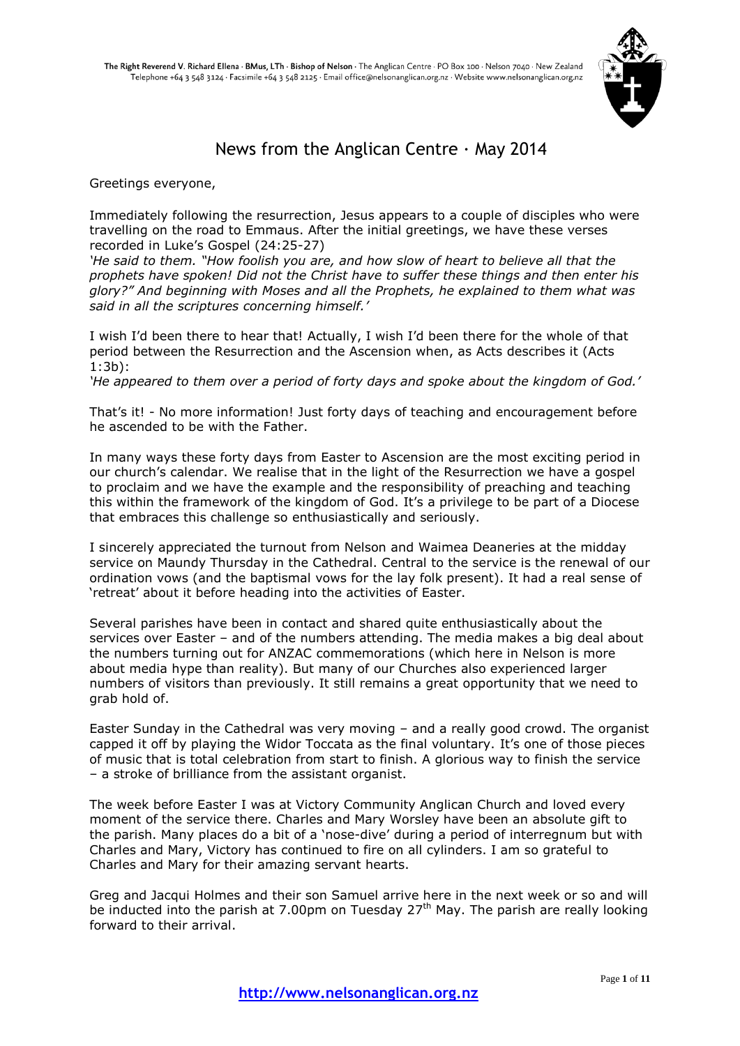The Right Reverend V. Richard Ellena · BMus, LTh · Bishop of Nelson · The Anglican Centre · PO Box 100 · Nelson 7040 · New Zealand
Telephone +64 3 548 3124 · Facsimile +64 3 548 2125 · Email office@nelsonanglican.org.nz · Website www.nelsonanglican.org.nz

# News from the Anglican Centre · May 2014

Greetings everyone,

Immediately following the resurrection, Jesus appears to a couple of disciples who were travelling on the road to Emmaus. After the initial greetings, we have these verses recorded in Luke's Gospel (24:25-27)

*'He said to them. "How foolish you are, and how slow of heart to believe all that the prophets have spoken! Did not the Christ have to suffer these things and then enter his glory?" And beginning with Moses and all the Prophets, he explained to them what was said in all the scriptures concerning himself.'*

I wish I'd been there to hear that! Actually, I wish I'd been there for the whole of that period between the Resurrection and the Ascension when, as Acts describes it (Acts 1:3b):

*'He appeared to them over a period of forty days and spoke about the kingdom of God.'*

That's it! - No more information! Just forty days of teaching and encouragement before he ascended to be with the Father.

In many ways these forty days from Easter to Ascension are the most exciting period in our church's calendar. We realise that in the light of the Resurrection we have a gospel to proclaim and we have the example and the responsibility of preaching and teaching this within the framework of the kingdom of God. It's a privilege to be part of a Diocese that embraces this challenge so enthusiastically and seriously.

I sincerely appreciated the turnout from Nelson and Waimea Deaneries at the midday service on Maundy Thursday in the Cathedral. Central to the service is the renewal of our ordination vows (and the baptismal vows for the lay folk present). It had a real sense of 'retreat' about it before heading into the activities of Easter.

Several parishes have been in contact and shared quite enthusiastically about the services over Easter – and of the numbers attending. The media makes a big deal about the numbers turning out for ANZAC commemorations (which here in Nelson is more about media hype than reality). But many of our Churches also experienced larger numbers of visitors than previously. It still remains a great opportunity that we need to grab hold of.

Easter Sunday in the Cathedral was very moving – and a really good crowd. The organist capped it off by playing the Widor Toccata as the final voluntary. It's one of those pieces of music that is total celebration from start to finish. A glorious way to finish the service – a stroke of brilliance from the assistant organist.

The week before Easter I was at Victory Community Anglican Church and loved every moment of the service there. Charles and Mary Worsley have been an absolute gift to the parish. Many places do a bit of a 'nose-dive' during a period of interregnum but with Charles and Mary, Victory has continued to fire on all cylinders. I am so grateful to Charles and Mary for their amazing servant hearts.

Greg and Jacqui Holmes and their son Samuel arrive here in the next week or so and will be inducted into the parish at 7.00pm on Tuesday 27th May. The parish are really looking forward to their arrival.

**http://www.nelsonanglican.org.nz**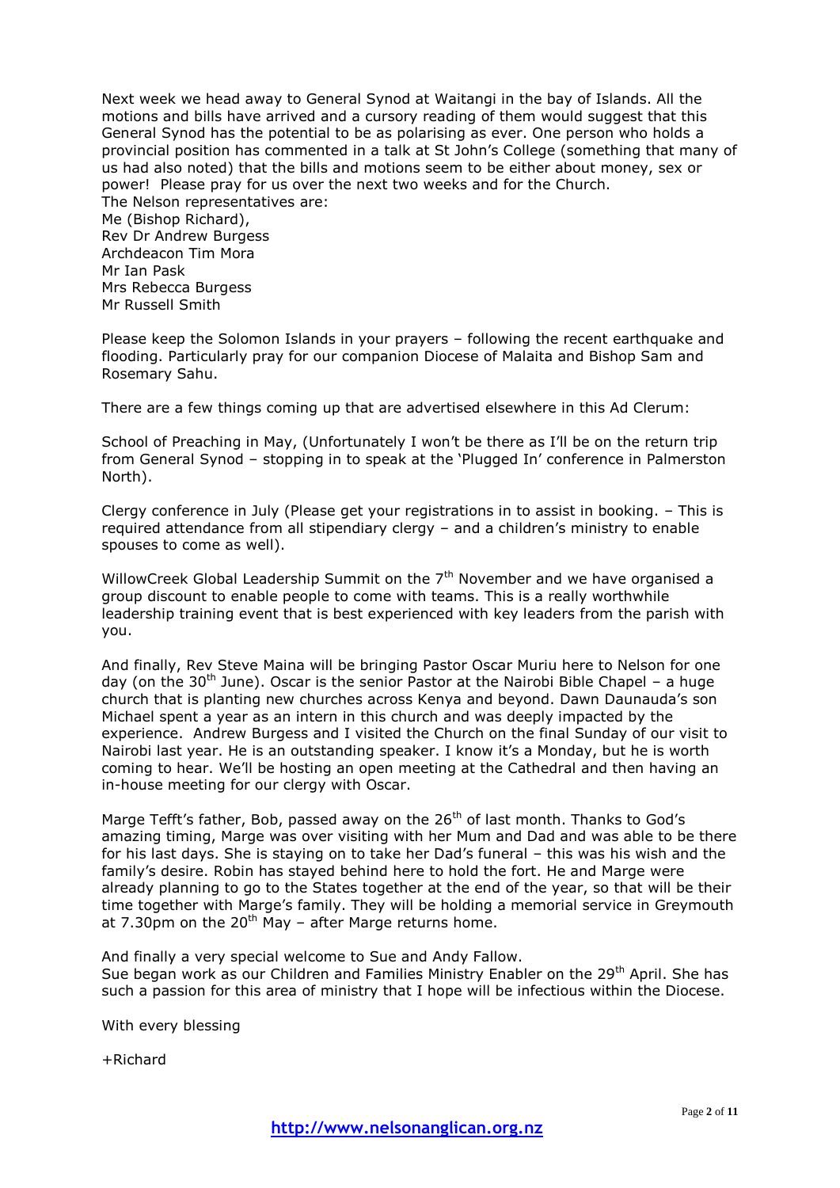Next week we head away to General Synod at Waitangi in the bay of Islands. All the motions and bills have arrived and a cursory reading of them would suggest that this General Synod has the potential to be as polarising as ever. One person who holds a provincial position has commented in a talk at St John's College (something that many of us had also noted) that the bills and motions seem to be either about money, sex or power! Please pray for us over the next two weeks and for the Church.
The Nelson representatives are:
Me (Bishop Richard),
Rev Dr Andrew Burgess
Archdeacon Tim Mora
Mr Ian Pask
Mrs Rebecca Burgess
Mr Russell Smith

Please keep the Solomon Islands in your prayers – following the recent earthquake and flooding. Particularly pray for our companion Diocese of Malaita and Bishop Sam and Rosemary Sahu.

There are a few things coming up that are advertised elsewhere in this Ad Clerum:

School of Preaching in May, (Unfortunately I won't be there as I'll be on the return trip from General Synod – stopping in to speak at the 'Plugged In' conference in Palmerston North).

Clergy conference in July (Please get your registrations in to assist in booking. – This is required attendance from all stipendiary clergy – and a children's ministry to enable spouses to come as well).

WillowCreek Global Leadership Summit on the 7th November and we have organised a group discount to enable people to come with teams. This is a really worthwhile leadership training event that is best experienced with key leaders from the parish with you.

And finally, Rev Steve Maina will be bringing Pastor Oscar Muriu here to Nelson for one day (on the 30th June). Oscar is the senior Pastor at the Nairobi Bible Chapel – a huge church that is planting new churches across Kenya and beyond. Dawn Daunauda's son Michael spent a year as an intern in this church and was deeply impacted by the experience. Andrew Burgess and I visited the Church on the final Sunday of our visit to Nairobi last year. He is an outstanding speaker. I know it's a Monday, but he is worth coming to hear. We'll be hosting an open meeting at the Cathedral and then having an in-house meeting for our clergy with Oscar.

Marge Tefft's father, Bob, passed away on the 26th of last month. Thanks to God's amazing timing, Marge was over visiting with her Mum and Dad and was able to be there for his last days. She is staying on to take her Dad's funeral – this was his wish and the family's desire. Robin has stayed behind here to hold the fort. He and Marge were already planning to go to the States together at the end of the year, so that will be their time together with Marge's family. They will be holding a memorial service in Greymouth at 7.30pm on the 20th May – after Marge returns home.

And finally a very special welcome to Sue and Andy Fallow.
Sue began work as our Children and Families Ministry Enabler on the 29th April. She has such a passion for this area of ministry that I hope will be infectious within the Diocese.

With every blessing

+Richard

http://www.nelsonanglican.org.nz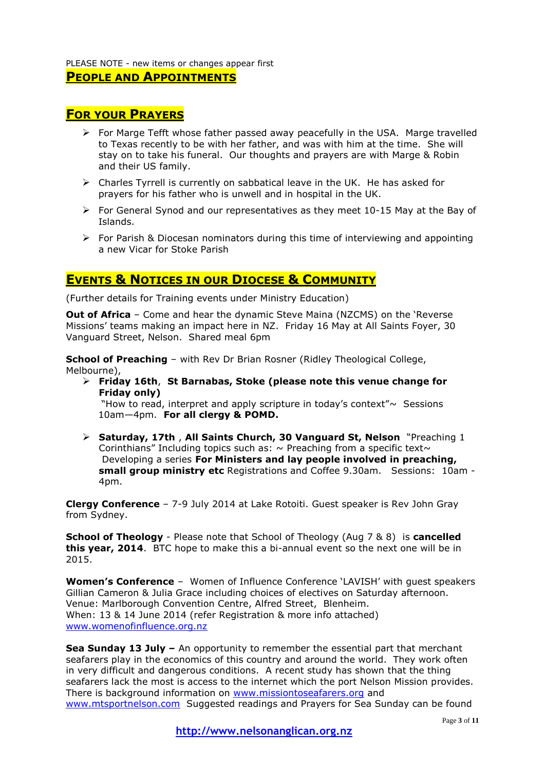PLEASE NOTE - new items or changes appear first

## PEOPLE AND APPOINTMENTS

## FOR YOUR PRAYERS

- For Marge Tefft whose father passed away peacefully in the USA. Marge travelled to Texas recently to be with her father, and was with him at the time. She will stay on to take his funeral. Our thoughts and prayers are with Marge & Robin and their US family.
- Charles Tyrrell is currently on sabbatical leave in the UK. He has asked for prayers for his father who is unwell and in hospital in the UK.
- For General Synod and our representatives as they meet 10-15 May at the Bay of Islands.
- For Parish & Diocesan nominators during this time of interviewing and appointing a new Vicar for Stoke Parish

## EVENTS & NOTICES IN OUR DIOCESE & COMMUNITY

(Further details for Training events under Ministry Education)

**Out of Africa** – Come and hear the dynamic Steve Maina (NZCMS) on the 'Reverse Missions' teams making an impact here in NZ. Friday 16 May at All Saints Foyer, 30 Vanguard Street, Nelson. Shared meal 6pm

**School of Preaching** – with Rev Dr Brian Rosner (Ridley Theological College, Melbourne),

- **Friday 16th**, **St Barnabas, Stoke (please note this venue change for Friday only)**
  "How to read, interpret and apply scripture in today's context"~ Sessions 10am—4pm. **For all clergy & POMD.**
- **Saturday, 17th** , **All Saints Church, 30 Vanguard St, Nelson** "Preaching 1 Corinthians" Including topics such as: ~ Preaching from a specific text~ Developing a series **For Ministers and lay people involved in preaching, small group ministry etc** Registrations and Coffee 9.30am. Sessions: 10am - 4pm.

**Clergy Conference** – 7-9 July 2014 at Lake Rotoiti. Guest speaker is Rev John Gray from Sydney.

**School of Theology** - Please note that School of Theology (Aug 7 & 8) is **cancelled this year, 2014**. BTC hope to make this a bi-annual event so the next one will be in 2015.

**Women's Conference** – Women of Influence Conference 'LAVISH' with guest speakers Gillian Cameron & Julia Grace including choices of electives on Saturday afternoon.
Venue: Marlborough Convention Centre, Alfred Street, Blenheim.
When: 13 & 14 June 2014 (refer Registration & more info attached)
www.womenofinfluence.org.nz

**Sea Sunday 13 July –** An opportunity to remember the essential part that merchant seafarers play in the economics of this country and around the world. They work often in very difficult and dangerous conditions. A recent study has shown that the thing seafarers lack the most is access to the internet which the port Nelson Mission provides. There is background information on www.missiontoseafarers.org and www.mtsportnelson.com Suggested readings and Prayers for Sea Sunday can be found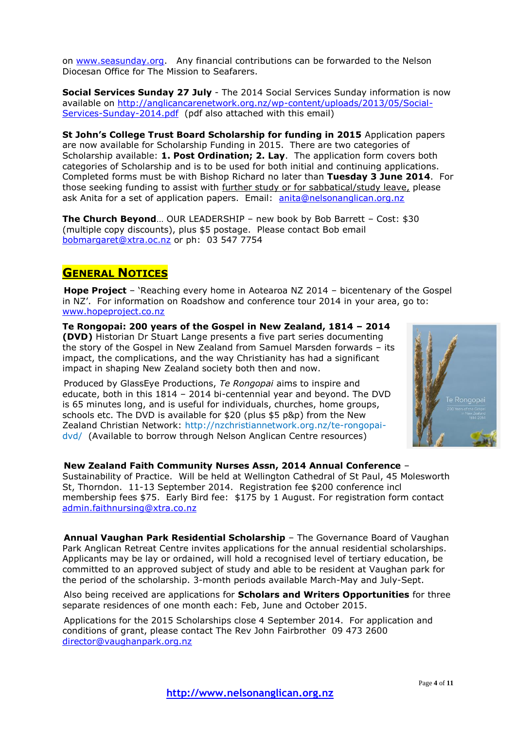on www.seasunday.org. Any financial contributions can be forwarded to the Nelson Diocesan Office for The Mission to Seafarers.

**Social Services Sunday 27 July** - The 2014 Social Services Sunday information is now available on http://anglicancarenetwork.org.nz/wp-content/uploads/2013/05/Social-Services-Sunday-2014.pdf (pdf also attached with this email)

**St John's College Trust Board Scholarship for funding in 2015** Application papers are now available for Scholarship Funding in 2015. There are two categories of Scholarship available: **1. Post Ordination; 2. Lay**. The application form covers both categories of Scholarship and is to be used for both initial and continuing applications. Completed forms must be with Bishop Richard no later than **Tuesday 3 June 2014**. For those seeking funding to assist with further study or for sabbatical/study leave, please ask Anita for a set of application papers. Email: anita@nelsonanglican.org.nz

**The Church Beyond**… OUR LEADERSHIP – new book by Bob Barrett – Cost: $30 (multiple copy discounts), plus $5 postage. Please contact Bob email bobmargaret@xtra.oc.nz or ph: 03 547 7754

## General Notices

**Hope Project** – 'Reaching every home in Aotearoa NZ 2014 – bicentenary of the Gospel in NZ'. For information on Roadshow and conference tour 2014 in your area, go to: www.hopeproject.co.nz

**Te Rongopai: 200 years of the Gospel in New Zealand, 1814 – 2014 (DVD)** Historian Dr Stuart Lange presents a five part series documenting the story of the Gospel in New Zealand from Samuel Marsden forwards – its impact, the complications, and the way Christianity has had a significant impact in shaping New Zealand society both then and now.

Produced by GlassEye Productions, *Te Rongopai* aims to inspire and educate, both in this 1814 – 2014 bi-centennial year and beyond. The DVD is 65 minutes long, and is useful for individuals, churches, home groups, schools etc. The DVD is available for $20 (plus $5 p&p) from the New Zealand Christian Network: http://nzchristiannetwork.org.nz/te-rongopai-dvd/ (Available to borrow through Nelson Anglican Centre resources)

**New Zealand Faith Community Nurses Assn, 2014 Annual Conference** – Sustainability of Practice. Will be held at Wellington Cathedral of St Paul, 45 Molesworth St, Thorndon. 11-13 September 2014. Registration fee $200 conference incl membership fees $75. Early Bird fee: $175 by 1 August. For registration form contact admin.faithnursing@xtra.co.nz

**Annual Vaughan Park Residential Scholarship** – The Governance Board of Vaughan Park Anglican Retreat Centre invites applications for the annual residential scholarships. Applicants may be lay or ordained, will hold a recognised level of tertiary education, be committed to an approved subject of study and able to be resident at Vaughan park for the period of the scholarship. 3-month periods available March-May and July-Sept.

Also being received are applications for **Scholars and Writers Opportunities** for three separate residences of one month each: Feb, June and October 2015.

Applications for the 2015 Scholarships close 4 September 2014. For application and conditions of grant, please contact The Rev John Fairbrother 09 473 2600 director@vaughanpark.org.nz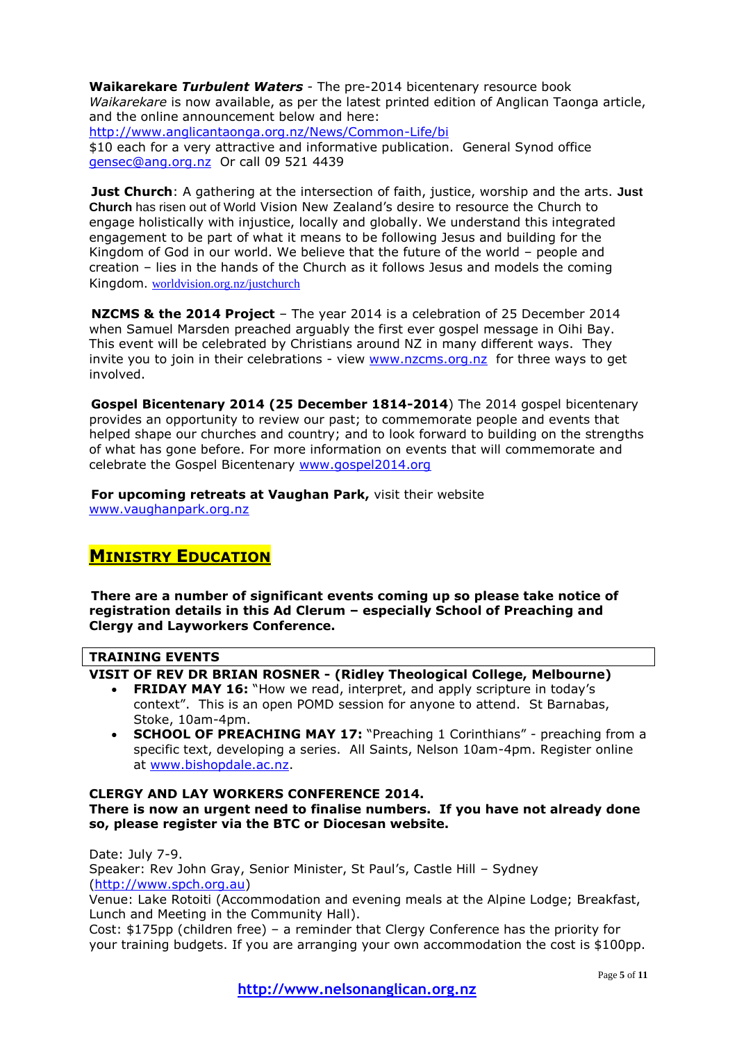**Waikarekare *Turbulent Waters*** - The pre-2014 bicentenary resource book *Waikarekare* is now available, as per the latest printed edition of Anglican Taonga article, and the online announcement below and here:
http://www.anglicantaonga.org.nz/News/Common-Life/bi
$10 each for a very attractive and informative publication. General Synod office gensec@ang.org.nz Or call 09 521 4439

**Just Church**: A gathering at the intersection of faith, justice, worship and the arts. **Just Church** has risen out of World Vision New Zealand's desire to resource the Church to engage holistically with injustice, locally and globally. We understand this integrated engagement to be part of what it means to be following Jesus and building for the Kingdom of God in our world. We believe that the future of the world – people and creation – lies in the hands of the Church as it follows Jesus and models the coming Kingdom. worldvision.org.nz/justchurch

**NZCMS & the 2014 Project** – The year 2014 is a celebration of 25 December 2014 when Samuel Marsden preached arguably the first ever gospel message in Oihi Bay. This event will be celebrated by Christians around NZ in many different ways. They invite you to join in their celebrations - view www.nzcms.org.nz for three ways to get involved.

**Gospel Bicentenary 2014 (25 December 1814-2014**) The 2014 gospel bicentenary provides an opportunity to review our past; to commemorate people and events that helped shape our churches and country; and to look forward to building on the strengths of what has gone before. For more information on events that will commemorate and celebrate the Gospel Bicentenary www.gospel2014.org

**For upcoming retreats at Vaughan Park,** visit their website www.vaughanpark.org.nz

## MINISTRY EDUCATION

**There are a number of significant events coming up so please take notice of registration details in this Ad Clerum – especially School of Preaching and Clergy and Layworkers Conference.**

### TRAINING EVENTS

**VISIT OF REV DR BRIAN ROSNER - (Ridley Theological College, Melbourne)**

- **FRIDAY MAY 16:** "How we read, interpret, and apply scripture in today's context". This is an open POMD session for anyone to attend. St Barnabas, Stoke, 10am-4pm.
- **SCHOOL OF PREACHING MAY 17:** "Preaching 1 Corinthians" - preaching from a specific text, developing a series. All Saints, Nelson 10am-4pm. Register online at www.bishopdale.ac.nz.

**CLERGY AND LAY WORKERS CONFERENCE 2014.**
**There is now an urgent need to finalise numbers. If you have not already done so, please register via the BTC or Diocesan website.**

Date: July 7-9.
Speaker: Rev John Gray, Senior Minister, St Paul's, Castle Hill – Sydney (http://www.spch.org.au)
Venue: Lake Rotoiti (Accommodation and evening meals at the Alpine Lodge; Breakfast, Lunch and Meeting in the Community Hall).
Cost: $175pp (children free) – a reminder that Clergy Conference has the priority for your training budgets. If you are arranging your own accommodation the cost is $100pp.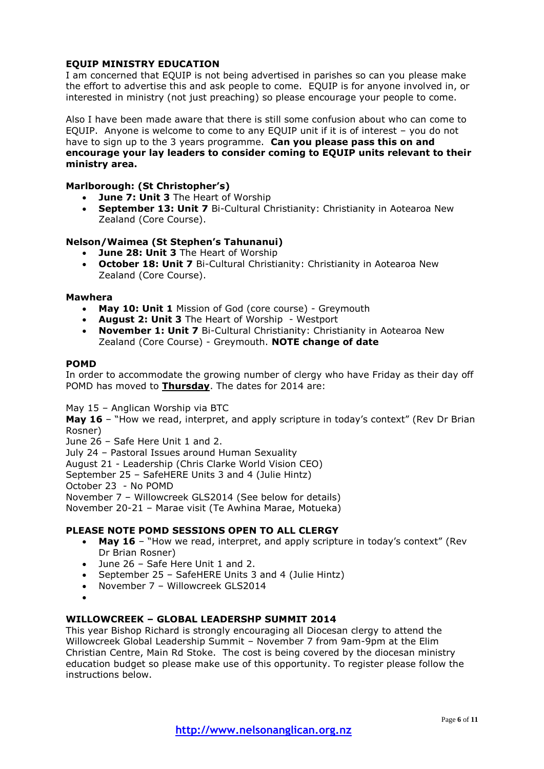### EQUIP MINISTRY EDUCATION

I am concerned that EQUIP is not being advertised in parishes so can you please make the effort to advertise this and ask people to come. EQUIP is for anyone involved in, or interested in ministry (not just preaching) so please encourage your people to come.

Also I have been made aware that there is still some confusion about who can come to EQUIP. Anyone is welcome to come to any EQUIP unit if it is of interest – you do not have to sign up to the 3 years programme. **Can you please pass this on and encourage your lay leaders to consider coming to EQUIP units relevant to their ministry area.**

**Marlborough: (St Christopher's)**

- **June 7: Unit 3** The Heart of Worship
- **September 13: Unit 7** Bi-Cultural Christianity: Christianity in Aotearoa New Zealand (Core Course).

**Nelson/Waimea (St Stephen's Tahunanui)**

- **June 28: Unit 3** The Heart of Worship
- **October 18: Unit 7** Bi-Cultural Christianity: Christianity in Aotearoa New Zealand (Core Course).

**Mawhera**

- **May 10: Unit 1** Mission of God (core course) - Greymouth
- **August 2: Unit 3** The Heart of Worship - Westport
- **November 1: Unit 7** Bi-Cultural Christianity: Christianity in Aotearoa New Zealand (Core Course) - Greymouth. **NOTE change of date**

### POMD

In order to accommodate the growing number of clergy who have Friday as their day off POMD has moved to **<u>Thursday</u>**. The dates for 2014 are:

May 15 – Anglican Worship via BTC
**May 16** – "How we read, interpret, and apply scripture in today's context" (Rev Dr Brian Rosner)
June 26 – Safe Here Unit 1 and 2.
July 24 – Pastoral Issues around Human Sexuality
August 21 - Leadership (Chris Clarke World Vision CEO)
September 25 – SafeHERE Units 3 and 4 (Julie Hintz)
October 23 - No POMD
November 7 – Willowcreek GLS2014 (See below for details)
November 20-21 – Marae visit (Te Awhina Marae, Motueka)

### PLEASE NOTE POMD SESSIONS OPEN TO ALL CLERGY

- **May 16** – "How we read, interpret, and apply scripture in today's context" (Rev Dr Brian Rosner)
- June 26 – Safe Here Unit 1 and 2.
- September 25 – SafeHERE Units 3 and 4 (Julie Hintz)
- November 7 – Willowcreek GLS2014

### WILLOWCREEK – GLOBAL LEADERSHP SUMMIT 2014

This year Bishop Richard is strongly encouraging all Diocesan clergy to attend the Willowcreek Global Leadership Summit – November 7 from 9am-9pm at the Elim Christian Centre, Main Rd Stoke. The cost is being covered by the diocesan ministry education budget so please make use of this opportunity. To register please follow the instructions below.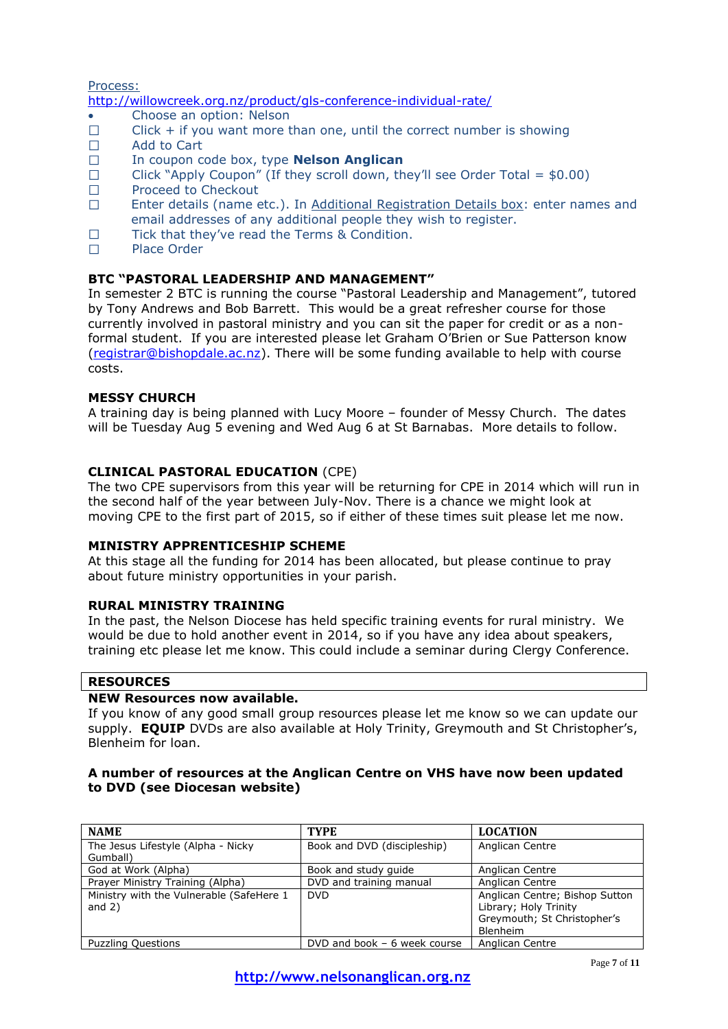Process:
http://willowcreek.org.nz/product/gls-conference-individual-rate/

- Choose an option: Nelson
- ☐ Click + if you want more than one, until the correct number is showing
- ☐ Add to Cart
- ☐ In coupon code box, type **Nelson Anglican**
- ☐ Click "Apply Coupon" (If they scroll down, they'll see Order Total = $0.00)
- ☐ Proceed to Checkout
- ☐ Enter details (name etc.). In Additional Registration Details box: enter names and email addresses of any additional people they wish to register.
- ☐ Tick that they've read the Terms & Condition.
- ☐ Place Order

**BTC "PASTORAL LEADERSHIP AND MANAGEMENT"**

In semester 2 BTC is running the course "Pastoral Leadership and Management", tutored by Tony Andrews and Bob Barrett. This would be a great refresher course for those currently involved in pastoral ministry and you can sit the paper for credit or as a non-formal student. If you are interested please let Graham O'Brien or Sue Patterson know (registrar@bishopdale.ac.nz). There will be some funding available to help with course costs.

**MESSY CHURCH**

A training day is being planned with Lucy Moore – founder of Messy Church. The dates will be Tuesday Aug 5 evening and Wed Aug 6 at St Barnabas. More details to follow.

**CLINICAL PASTORAL EDUCATION** (CPE)

The two CPE supervisors from this year will be returning for CPE in 2014 which will run in the second half of the year between July-Nov. There is a chance we might look at moving CPE to the first part of 2015, so if either of these times suit please let me now.

**MINISTRY APPRENTICESHIP SCHEME**

At this stage all the funding for 2014 has been allocated, but please continue to pray about future ministry opportunities in your parish.

**RURAL MINISTRY TRAINING**

In the past, the Nelson Diocese has held specific training events for rural ministry. We would be due to hold another event in 2014, so if you have any idea about speakers, training etc please let me know. This could include a seminar during Clergy Conference.

## RESOURCES

**NEW Resources now available.**

If you know of any good small group resources please let me know so we can update our supply. **EQUIP** DVDs are also available at Holy Trinity, Greymouth and St Christopher's, Blenheim for loan.

**A number of resources at the Anglican Centre on VHS have now been updated to DVD (see Diocesan website)**

| NAME | TYPE | LOCATION |
|---|---|---|
| The Jesus Lifestyle (Alpha - Nicky Gumball) | Book and DVD (discipleship) | Anglican Centre |
| God at Work (Alpha) | Book and study guide | Anglican Centre |
| Prayer Ministry Training (Alpha) | DVD and training manual | Anglican Centre |
| Ministry with the Vulnerable (SafeHere 1 and 2) | DVD | Anglican Centre; Bishop Sutton Library; Holy Trinity Greymouth; St Christopher's Blenheim |
| Puzzling Questions | DVD and book – 6 week course | Anglican Centre |

**http://www.nelsonanglican.org.nz**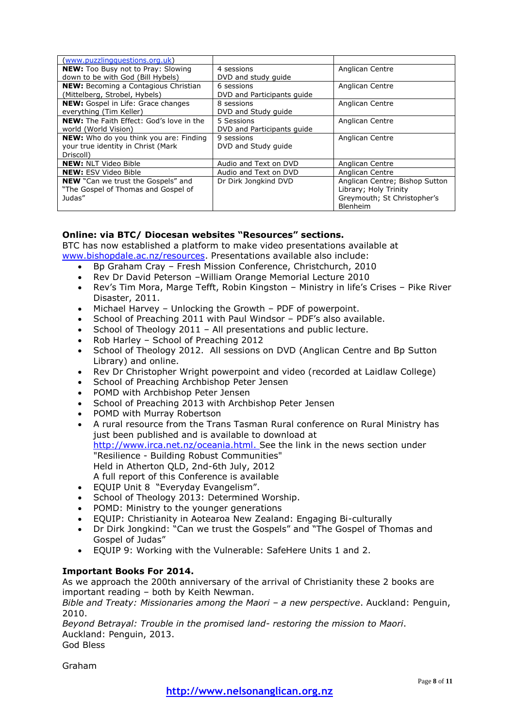| | | |
|---|---|---|
| (www.puzzlingquestions.org.uk) | | |
| **NEW:** Too Busy not to Pray: Slowing down to be with God (Bill Hybels) | 4 sessions DVD and study guide | Anglican Centre |
| **NEW:** Becoming a Contagious Christian (Mittelberg, Strobel, Hybels) | 6 sessions DVD and Participants guide | Anglican Centre |
| **NEW:** Gospel in Life: Grace changes everything (Tim Keller) | 8 sessions DVD and Study guide | Anglican Centre |
| **NEW:** The Faith Effect: God's love in the world (World Vision) | 5 Sessions DVD and Participants guide | Anglican Centre |
| **NEW:** Who do you think you are: Finding your true identity in Christ (Mark Driscoll) | 9 sessions DVD and Study guide | Anglican Centre |
| **NEW:** NLT Video Bible | Audio and Text on DVD | Anglican Centre |
| **NEW:** ESV Video Bible | Audio and Text on DVD | Anglican Centre |
| **NEW** "Can we trust the Gospels" and "The Gospel of Thomas and Gospel of Judas" | Dr Dirk Jongkind DVD | Anglican Centre; Bishop Sutton Library; Holy Trinity Greymouth; St Christopher's Blenheim |

**Online: via BTC/ Diocesan websites "Resources" sections.**

BTC has now established a platform to make video presentations available at www.bishopdale.ac.nz/resources. Presentations available also include:

- Bp Graham Cray – Fresh Mission Conference, Christchurch, 2010
- Rev Dr David Peterson –William Orange Memorial Lecture 2010
- Rev's Tim Mora, Marge Tefft, Robin Kingston – Ministry in life's Crises – Pike River Disaster, 2011.
- Michael Harvey – Unlocking the Growth – PDF of powerpoint.
- School of Preaching 2011 with Paul Windsor – PDF's also available.
- School of Theology 2011 – All presentations and public lecture.
- Rob Harley – School of Preaching 2012
- School of Theology 2012. All sessions on DVD (Anglican Centre and Bp Sutton Library) and online.
- Rev Dr Christopher Wright powerpoint and video (recorded at Laidlaw College)
- School of Preaching Archbishop Peter Jensen
- POMD with Archbishop Peter Jensen
- School of Preaching 2013 with Archbishop Peter Jensen
- POMD with Murray Robertson
- A rural resource from the Trans Tasman Rural conference on Rural Ministry has just been published and is available to download at http://www.irca.net.nz/oceania.html. See the link in the news section under "Resilience - Building Robust Communities"
  Held in Atherton QLD, 2nd-6th July, 2012
  A full report of this Conference is available
- EQUIP Unit 8 "Everyday Evangelism".
- School of Theology 2013: Determined Worship.
- POMD: Ministry to the younger generations
- EQUIP: Christianity in Aotearoa New Zealand: Engaging Bi-culturally
- Dr Dirk Jongkind: "Can we trust the Gospels" and "The Gospel of Thomas and Gospel of Judas"
- EQUIP 9: Working with the Vulnerable: SafeHere Units 1 and 2.

**Important Books For 2014.**

As we approach the 200th anniversary of the arrival of Christianity these 2 books are important reading – both by Keith Newman.

*Bible and Treaty: Missionaries among the Maori – a new perspective*. Auckland: Penguin, 2010.

*Beyond Betrayal: Trouble in the promised land- restoring the mission to Maori*. Auckland: Penguin, 2013.

God Bless

Graham

**http://www.nelsonanglican.org.nz**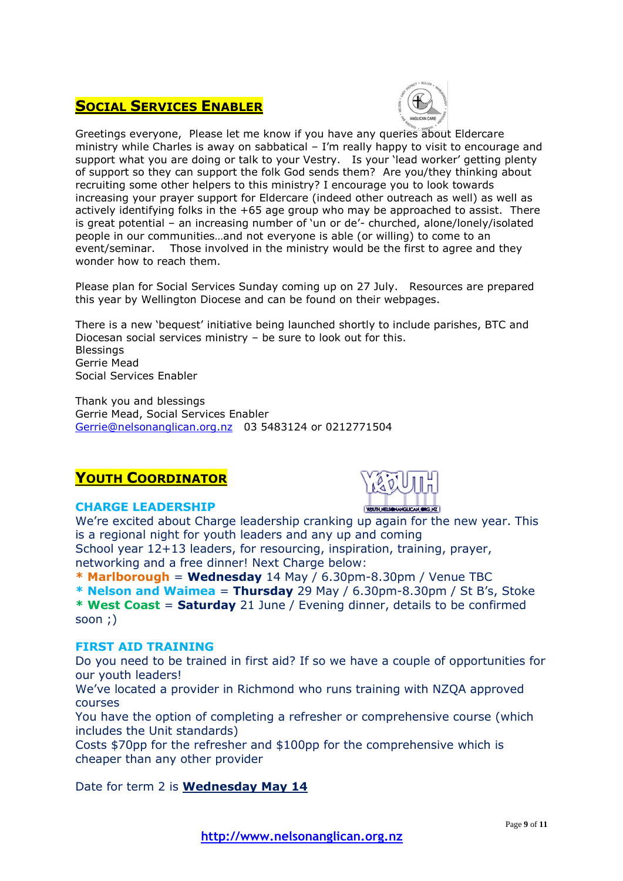## Social Services Enabler

Greetings everyone, Please let me know if you have any queries about Eldercare ministry while Charles is away on sabbatical – I'm really happy to visit to encourage and support what you are doing or talk to your Vestry. Is your 'lead worker' getting plenty of support so they can support the folk God sends them? Are you/they thinking about recruiting some other helpers to this ministry? I encourage you to look towards increasing your prayer support for Eldercare (indeed other outreach as well) as well as actively identifying folks in the +65 age group who may be approached to assist. There is great potential – an increasing number of 'un or de'- churched, alone/lonely/isolated people in our communities…and not everyone is able (or willing) to come to an event/seminar. Those involved in the ministry would be the first to agree and they wonder how to reach them.

Please plan for Social Services Sunday coming up on 27 July. Resources are prepared this year by Wellington Diocese and can be found on their webpages.

There is a new 'bequest' initiative being launched shortly to include parishes, BTC and Diocesan social services ministry – be sure to look out for this.
Blessings
Gerrie Mead
Social Services Enabler

Thank you and blessings
Gerrie Mead, Social Services Enabler
Gerrie@nelsonanglican.org.nz 03 5483124 or 0212771504

## Youth Coordinator

### CHARGE LEADERSHIP

We're excited about Charge leadership cranking up again for the new year. This is a regional night for youth leaders and any up and coming
School year 12+13 leaders, for resourcing, inspiration, training, prayer, networking and a free dinner! Next Charge below:

* **Marlborough** = **Wednesday** 14 May / 6.30pm-8.30pm / Venue TBC
* **Nelson and Waimea** = **Thursday** 29 May / 6.30pm-8.30pm / St B's, Stoke
* **West Coast** = **Saturday** 21 June / Evening dinner, details to be confirmed soon ;)

### FIRST AID TRAINING

Do you need to be trained in first aid? If so we have a couple of opportunities for our youth leaders!
We've located a provider in Richmond who runs training with NZQA approved courses
You have the option of completing a refresher or comprehensive course (which includes the Unit standards)
Costs $70pp for the refresher and $100pp for the comprehensive which is cheaper than any other provider

Date for term 2 is **Wednesday May 14**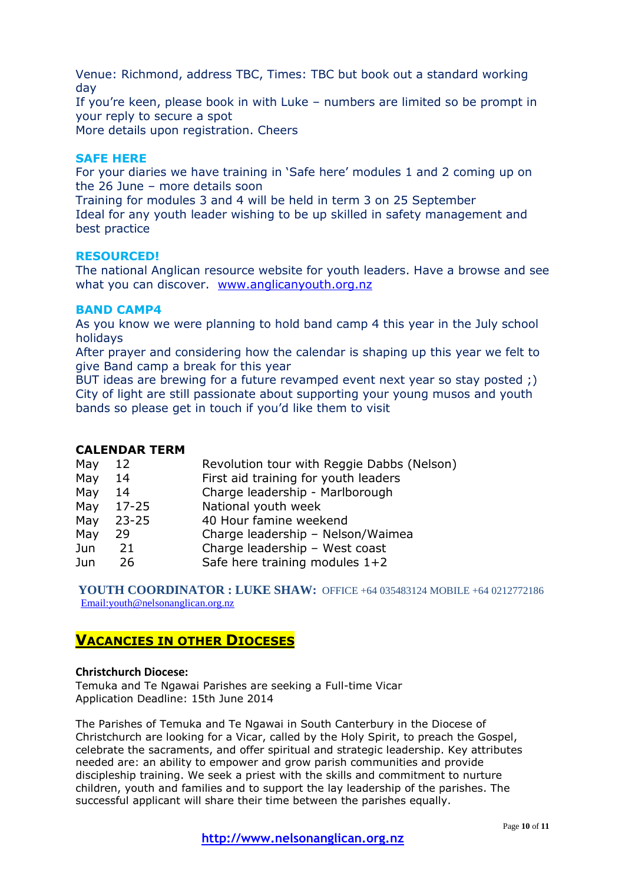Venue: Richmond, address TBC, Times: TBC but book out a standard working day
If you're keen, please book in with Luke – numbers are limited so be prompt in your reply to secure a spot
More details upon registration. Cheers

### SAFE HERE

For your diaries we have training in 'Safe here' modules 1 and 2 coming up on the 26 June – more details soon
Training for modules 3 and 4 will be held in term 3 on 25 September
Ideal for any youth leader wishing to be up skilled in safety management and best practice

### RESOURCED!

The national Anglican resource website for youth leaders. Have a browse and see what you can discover. [www.anglicanyouth.org.nz](http://www.anglicanyouth.org.nz)

### BAND CAMP4

As you know we were planning to hold band camp 4 this year in the July school holidays
After prayer and considering how the calendar is shaping up this year we felt to give Band camp a break for this year
BUT ideas are brewing for a future revamped event next year so stay posted ;)
City of light are still passionate about supporting your young musos and youth bands so please get in touch if you'd like them to visit

### CALENDAR TERM

| | | |
|---|---|---|
| May | 12 | Revolution tour with Reggie Dabbs (Nelson) |
| May | 14 | First aid training for youth leaders |
| May | 14 | Charge leadership - Marlborough |
| May | 17-25 | National youth week |
| May | 23-25 | 40 Hour famine weekend |
| May | 29 | Charge leadership – Nelson/Waimea |
| Jun | 21 | Charge leadership – West coast |
| Jun | 26 | Safe here training modules 1+2 |

**YOUTH COORDINATOR : LUKE SHAW:** OFFICE +64 035483124 MOBILE +64 0212772186
[Email:youth@nelsonanglican.org.nz](mailto:youth@nelsonanglican.org.nz)

## VACANCIES IN OTHER DIOCESES

**Christchurch Diocese:**
Temuka and Te Ngawai Parishes are seeking a Full-time Vicar
Application Deadline: 15th June 2014

The Parishes of Temuka and Te Ngawai in South Canterbury in the Diocese of Christchurch are looking for a Vicar, called by the Holy Spirit, to preach the Gospel, celebrate the sacraments, and offer spiritual and strategic leadership. Key attributes needed are: an ability to empower and grow parish communities and provide discipleship training. We seek a priest with the skills and commitment to nurture children, youth and families and to support the lay leadership of the parishes. The successful applicant will share their time between the parishes equally.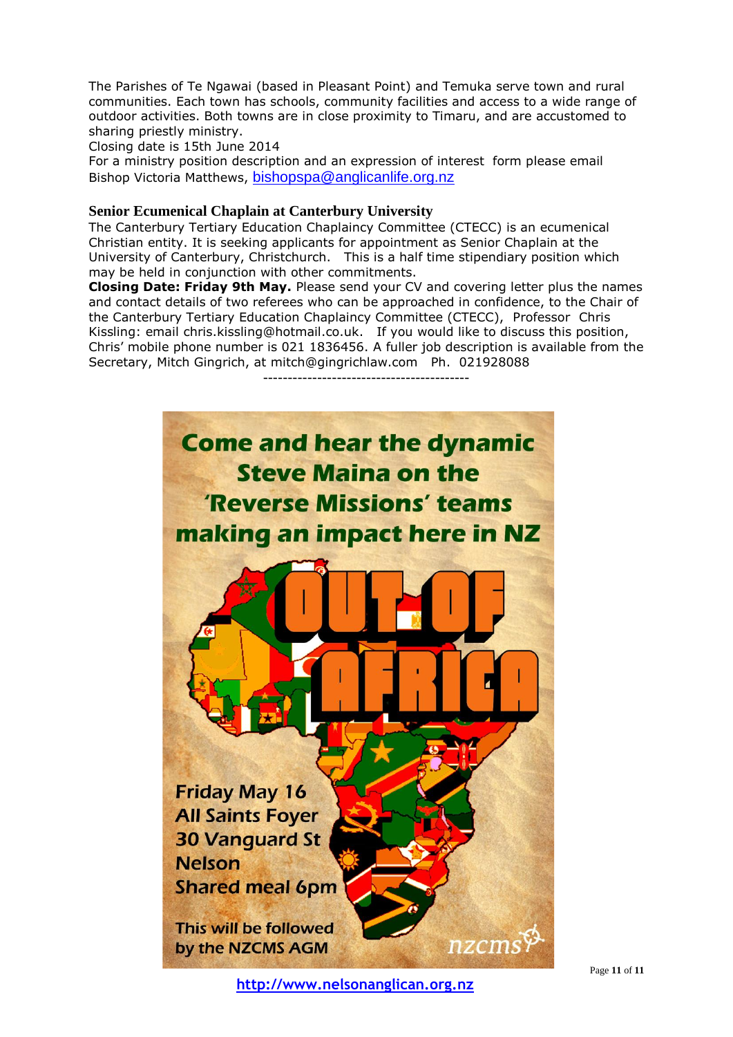The Parishes of Te Ngawai (based in Pleasant Point) and Temuka serve town and rural communities. Each town has schools, community facilities and access to a wide range of outdoor activities. Both towns are in close proximity to Timaru, and are accustomed to sharing priestly ministry.

Closing date is 15th June 2014

For a ministry position description and an expression of interest form please email Bishop Victoria Matthews, bishopspa@anglicanlife.org.nz

### Senior Ecumenical Chaplain at Canterbury University

The Canterbury Tertiary Education Chaplaincy Committee (CTECC) is an ecumenical Christian entity. It is seeking applicants for appointment as Senior Chaplain at the University of Canterbury, Christchurch. This is a half time stipendiary position which may be held in conjunction with other commitments.

**Closing Date: Friday 9th May.** Please send your CV and covering letter plus the names and contact details of two referees who can be approached in confidence, to the Chair of the Canterbury Tertiary Education Chaplaincy Committee (CTECC), Professor Chris Kissling: email chris.kissling@hotmail.co.uk. If you would like to discuss this position, Chris' mobile phone number is 021 1836456. A fuller job description is available from the Secretary, Mitch Gingrich, at mitch@gingrichlaw.com Ph. 021928088

------------------------------------------

**Come and hear the dynamic Steve Maina on the 'Reverse Missions' teams making an impact here in NZ**

**OUT OF AFRICA**

**Friday May 16**
**All Saints Foyer**
**30 Vanguard St**
**Nelson**
**Shared meal 6pm**

**This will be followed by the NZCMS AGM**

nzcms

http://www.nelsonanglican.org.nz